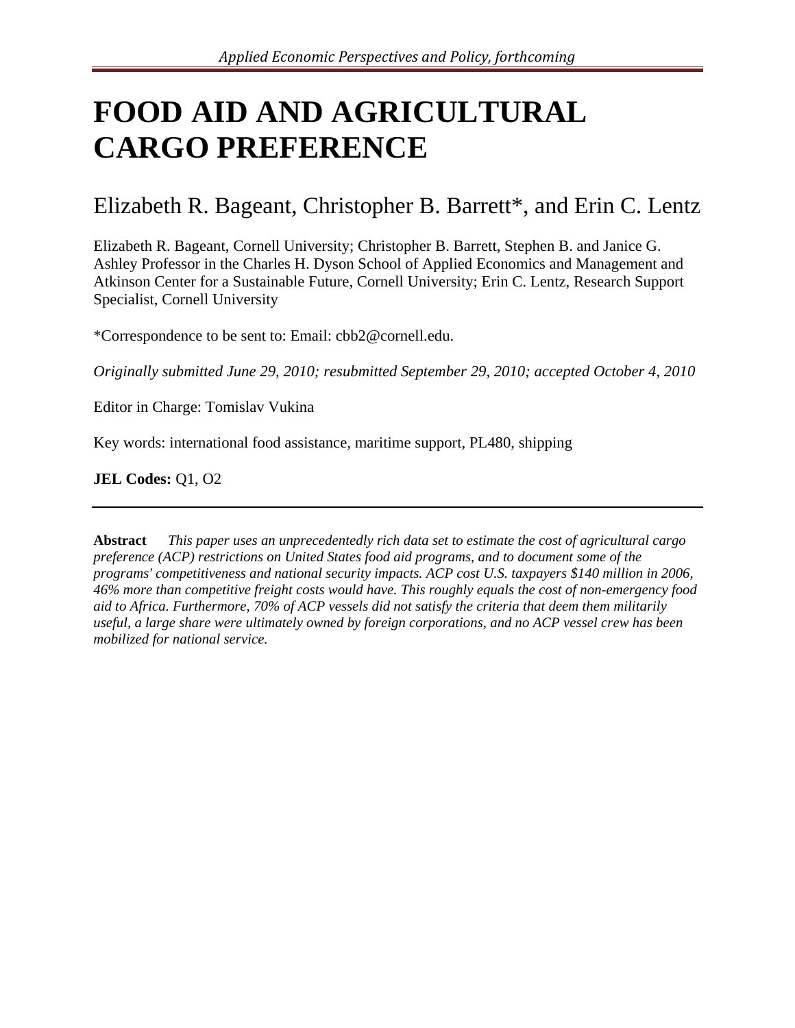# FOOD AID AND AGRICULTURAL CARGO PREFERENCE

## Elizabeth R. Bageant, Christopher B. Barrett*, and Erin C. Lentz

Elizabeth R. Bageant, Cornell University; Christopher B. Barrett, Stephen B. and Janice G. Ashley Professor in the Charles H. Dyson School of Applied Economics and Management and Atkinson Center for a Sustainable Future, Cornell University; Erin C. Lentz, Research Support Specialist, Cornell University

*Correspondence to be sent to: Email: cbb2@cornell.edu.

*Originally submitted June 29, 2010; resubmitted September 29, 2010; accepted October 4, 2010*

Editor in Charge: Tomislav Vukina

Key words: international food assistance, maritime support, PL480, shipping

**JEL Codes:** Q1, O2

---

**Abstract** *This paper uses an unprecedentedly rich data set to estimate the cost of agricultural cargo preference (ACP) restrictions on United States food aid programs, and to document some of the programs' competitiveness and national security impacts. ACP cost U.S. taxpayers \$140 million in 2006, 46% more than competitive freight costs would have. This roughly equals the cost of non-emergency food aid to Africa. Furthermore, 70% of ACP vessels did not satisfy the criteria that deem them militarily useful, a large share were ultimately owned by foreign corporations, and no ACP vessel crew has been mobilized for national service.*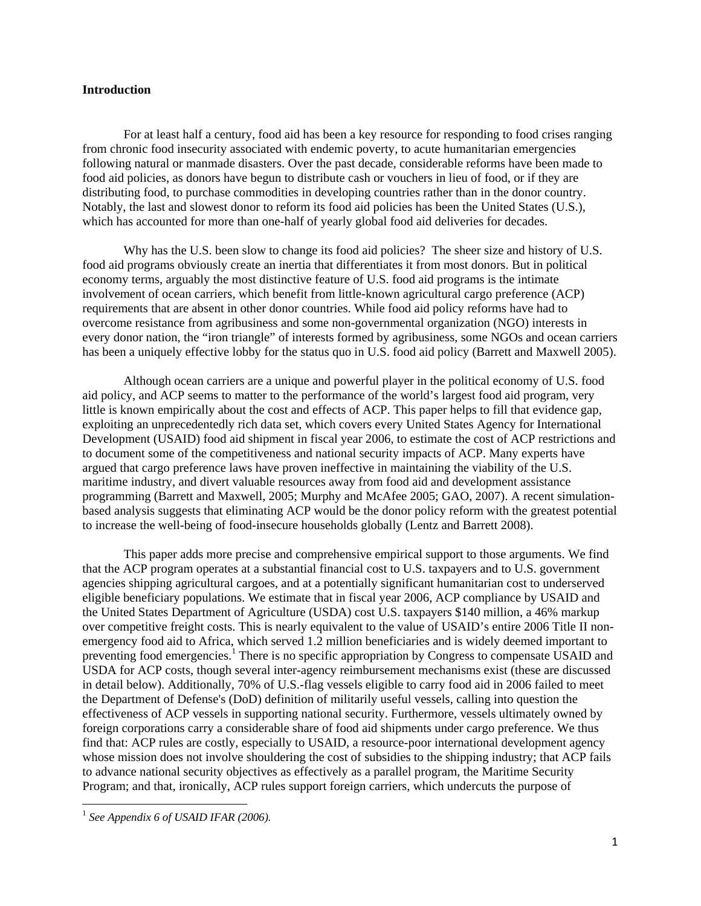## Introduction

For at least half a century, food aid has been a key resource for responding to food crises ranging from chronic food insecurity associated with endemic poverty, to acute humanitarian emergencies following natural or manmade disasters. Over the past decade, considerable reforms have been made to food aid policies, as donors have begun to distribute cash or vouchers in lieu of food, or if they are distributing food, to purchase commodities in developing countries rather than in the donor country. Notably, the last and slowest donor to reform its food aid policies has been the United States (U.S.), which has accounted for more than one-half of yearly global food aid deliveries for decades.

Why has the U.S. been slow to change its food aid policies? The sheer size and history of U.S. food aid programs obviously create an inertia that differentiates it from most donors. But in political economy terms, arguably the most distinctive feature of U.S. food aid programs is the intimate involvement of ocean carriers, which benefit from little-known agricultural cargo preference (ACP) requirements that are absent in other donor countries. While food aid policy reforms have had to overcome resistance from agribusiness and some non-governmental organization (NGO) interests in every donor nation, the "iron triangle" of interests formed by agribusiness, some NGOs and ocean carriers has been a uniquely effective lobby for the status quo in U.S. food aid policy (Barrett and Maxwell 2005).

Although ocean carriers are a unique and powerful player in the political economy of U.S. food aid policy, and ACP seems to matter to the performance of the world's largest food aid program, very little is known empirically about the cost and effects of ACP. This paper helps to fill that evidence gap, exploiting an unprecedentedly rich data set, which covers every United States Agency for International Development (USAID) food aid shipment in fiscal year 2006, to estimate the cost of ACP restrictions and to document some of the competitiveness and national security impacts of ACP. Many experts have argued that cargo preference laws have proven ineffective in maintaining the viability of the U.S. maritime industry, and divert valuable resources away from food aid and development assistance programming (Barrett and Maxwell, 2005; Murphy and McAfee 2005; GAO, 2007). A recent simulation-based analysis suggests that eliminating ACP would be the donor policy reform with the greatest potential to increase the well-being of food-insecure households globally (Lentz and Barrett 2008).

This paper adds more precise and comprehensive empirical support to those arguments. We find that the ACP program operates at a substantial financial cost to U.S. taxpayers and to U.S. government agencies shipping agricultural cargoes, and at a potentially significant humanitarian cost to underserved eligible beneficiary populations. We estimate that in fiscal year 2006, ACP compliance by USAID and the United States Department of Agriculture (USDA) cost U.S. taxpayers $140 million, a 46% markup over competitive freight costs. This is nearly equivalent to the value of USAID's entire 2006 Title II non-emergency food aid to Africa, which served 1.2 million beneficiaries and is widely deemed important to preventing food emergencies.[1] There is no specific appropriation by Congress to compensate USAID and USDA for ACP costs, though several inter-agency reimbursement mechanisms exist (these are discussed in detail below). Additionally, 70% of U.S.-flag vessels eligible to carry food aid in 2006 failed to meet the Department of Defense's (DoD) definition of militarily useful vessels, calling into question the effectiveness of ACP vessels in supporting national security. Furthermore, vessels ultimately owned by foreign corporations carry a considerable share of food aid shipments under cargo preference. We thus find that: ACP rules are costly, especially to USAID, a resource-poor international development agency whose mission does not involve shouldering the cost of subsidies to the shipping industry; that ACP fails to advance national security objectives as effectively as a parallel program, the Maritime Security Program; and that, ironically, ACP rules support foreign carriers, which undercuts the purpose of

[1] *See Appendix 6 of USAID IFAR (2006).*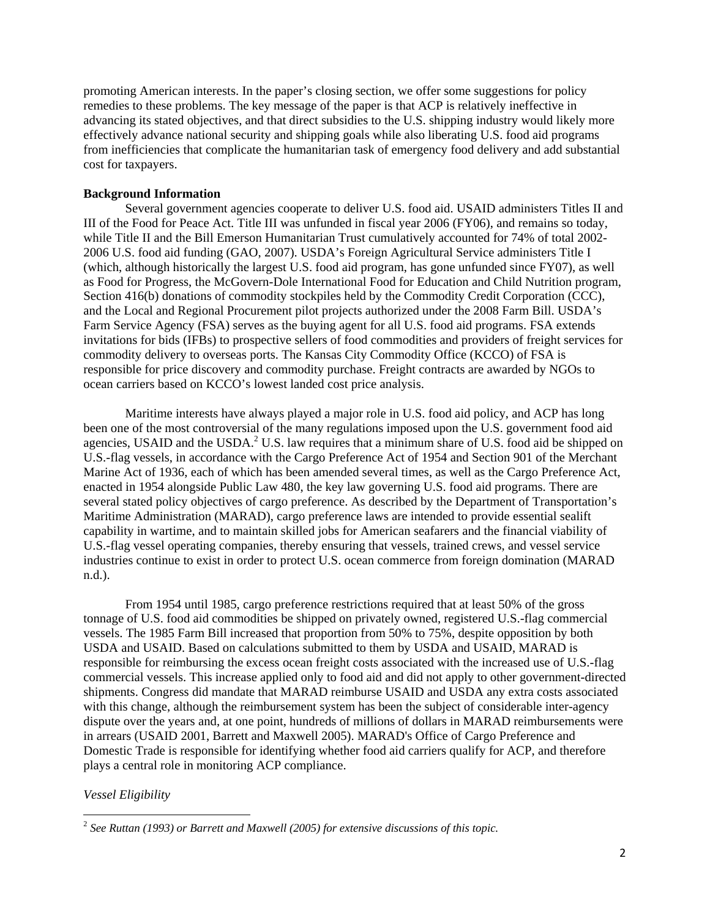promoting American interests. In the paper's closing section, we offer some suggestions for policy remedies to these problems. The key message of the paper is that ACP is relatively ineffective in advancing its stated objectives, and that direct subsidies to the U.S. shipping industry would likely more effectively advance national security and shipping goals while also liberating U.S. food aid programs from inefficiencies that complicate the humanitarian task of emergency food delivery and add substantial cost for taxpayers.

**Background Information**

Several government agencies cooperate to deliver U.S. food aid. USAID administers Titles II and III of the Food for Peace Act. Title III was unfunded in fiscal year 2006 (FY06), and remains so today, while Title II and the Bill Emerson Humanitarian Trust cumulatively accounted for 74% of total 2002-2006 U.S. food aid funding (GAO, 2007). USDA's Foreign Agricultural Service administers Title I (which, although historically the largest U.S. food aid program, has gone unfunded since FY07), as well as Food for Progress, the McGovern-Dole International Food for Education and Child Nutrition program, Section 416(b) donations of commodity stockpiles held by the Commodity Credit Corporation (CCC), and the Local and Regional Procurement pilot projects authorized under the 2008 Farm Bill. USDA's Farm Service Agency (FSA) serves as the buying agent for all U.S. food aid programs. FSA extends invitations for bids (IFBs) to prospective sellers of food commodities and providers of freight services for commodity delivery to overseas ports. The Kansas City Commodity Office (KCCO) of FSA is responsible for price discovery and commodity purchase. Freight contracts are awarded by NGOs to ocean carriers based on KCCO's lowest landed cost price analysis.

Maritime interests have always played a major role in U.S. food aid policy, and ACP has long been one of the most controversial of the many regulations imposed upon the U.S. government food aid agencies, USAID and the USDA.[2] U.S. law requires that a minimum share of U.S. food aid be shipped on U.S.-flag vessels, in accordance with the Cargo Preference Act of 1954 and Section 901 of the Merchant Marine Act of 1936, each of which has been amended several times, as well as the Cargo Preference Act, enacted in 1954 alongside Public Law 480, the key law governing U.S. food aid programs. There are several stated policy objectives of cargo preference. As described by the Department of Transportation's Maritime Administration (MARAD), cargo preference laws are intended to provide essential sealift capability in wartime, and to maintain skilled jobs for American seafarers and the financial viability of U.S.-flag vessel operating companies, thereby ensuring that vessels, trained crews, and vessel service industries continue to exist in order to protect U.S. ocean commerce from foreign domination (MARAD n.d.).

From 1954 until 1985, cargo preference restrictions required that at least 50% of the gross tonnage of U.S. food aid commodities be shipped on privately owned, registered U.S.-flag commercial vessels. The 1985 Farm Bill increased that proportion from 50% to 75%, despite opposition by both USDA and USAID. Based on calculations submitted to them by USDA and USAID, MARAD is responsible for reimbursing the excess ocean freight costs associated with the increased use of U.S.-flag commercial vessels. This increase applied only to food aid and did not apply to other government-directed shipments. Congress did mandate that MARAD reimburse USAID and USDA any extra costs associated with this change, although the reimbursement system has been the subject of considerable inter-agency dispute over the years and, at one point, hundreds of millions of dollars in MARAD reimbursements were in arrears (USAID 2001, Barrett and Maxwell 2005). MARAD's Office of Cargo Preference and Domestic Trade is responsible for identifying whether food aid carriers qualify for ACP, and therefore plays a central role in monitoring ACP compliance.

*Vessel Eligibility*

[2] *See Ruttan (1993) or Barrett and Maxwell (2005) for extensive discussions of this topic.*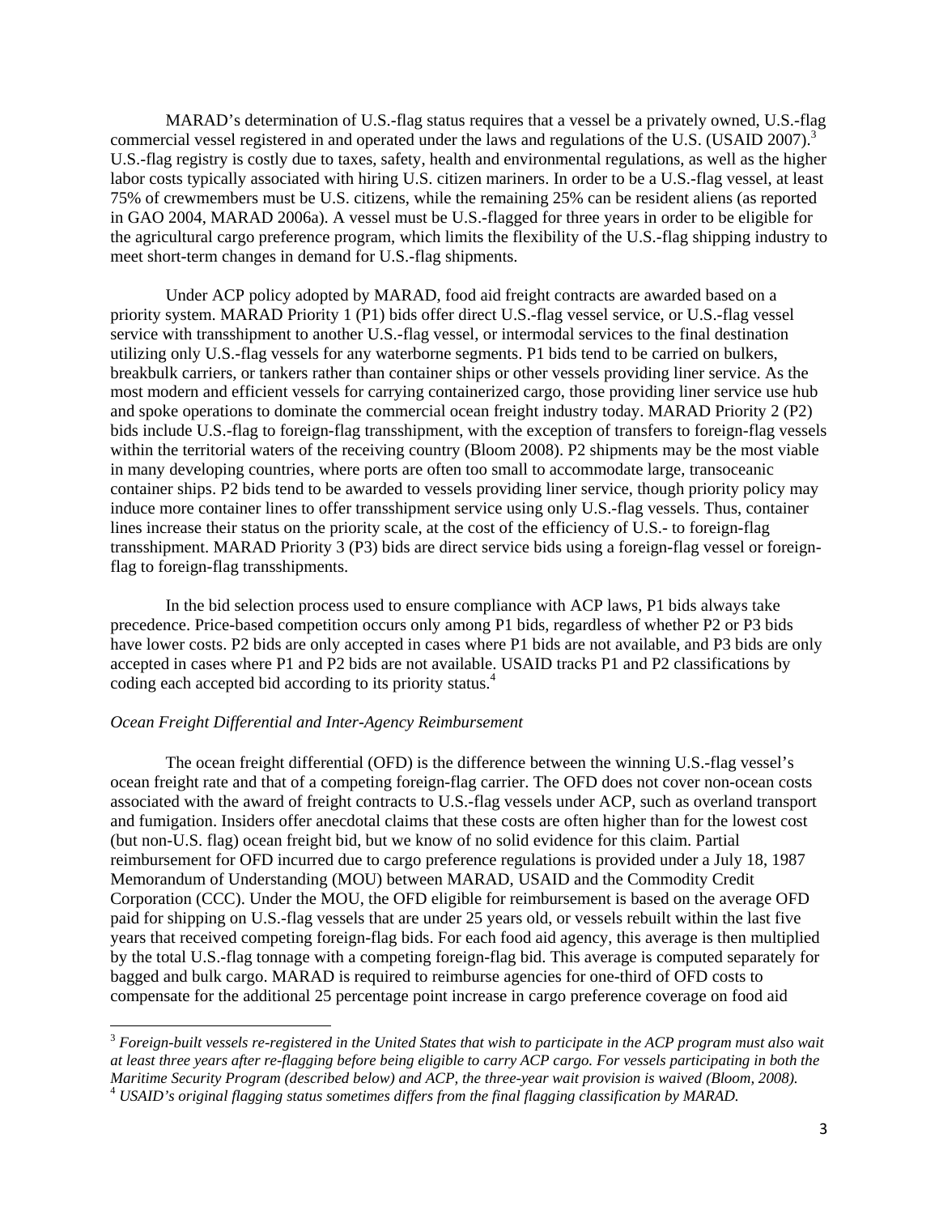MARAD's determination of U.S.-flag status requires that a vessel be a privately owned, U.S.-flag commercial vessel registered in and operated under the laws and regulations of the U.S. (USAID 2007).[3] U.S.-flag registry is costly due to taxes, safety, health and environmental regulations, as well as the higher labor costs typically associated with hiring U.S. citizen mariners. In order to be a U.S.-flag vessel, at least 75% of crewmembers must be U.S. citizens, while the remaining 25% can be resident aliens (as reported in GAO 2004, MARAD 2006a). A vessel must be U.S.-flagged for three years in order to be eligible for the agricultural cargo preference program, which limits the flexibility of the U.S.-flag shipping industry to meet short-term changes in demand for U.S.-flag shipments.

Under ACP policy adopted by MARAD, food aid freight contracts are awarded based on a priority system. MARAD Priority 1 (P1) bids offer direct U.S.-flag vessel service, or U.S.-flag vessel service with transshipment to another U.S.-flag vessel, or intermodal services to the final destination utilizing only U.S.-flag vessels for any waterborne segments. P1 bids tend to be carried on bulkers, breakbulk carriers, or tankers rather than container ships or other vessels providing liner service. As the most modern and efficient vessels for carrying containerized cargo, those providing liner service use hub and spoke operations to dominate the commercial ocean freight industry today. MARAD Priority 2 (P2) bids include U.S.-flag to foreign-flag transshipment, with the exception of transfers to foreign-flag vessels within the territorial waters of the receiving country (Bloom 2008). P2 shipments may be the most viable in many developing countries, where ports are often too small to accommodate large, transoceanic container ships. P2 bids tend to be awarded to vessels providing liner service, though priority policy may induce more container lines to offer transshipment service using only U.S.-flag vessels. Thus, container lines increase their status on the priority scale, at the cost of the efficiency of U.S.- to foreign-flag transshipment. MARAD Priority 3 (P3) bids are direct service bids using a foreign-flag vessel or foreign-flag to foreign-flag transshipments.

In the bid selection process used to ensure compliance with ACP laws, P1 bids always take precedence. Price-based competition occurs only among P1 bids, regardless of whether P2 or P3 bids have lower costs. P2 bids are only accepted in cases where P1 bids are not available, and P3 bids are only accepted in cases where P1 and P2 bids are not available. USAID tracks P1 and P2 classifications by coding each accepted bid according to its priority status.[4]

*Ocean Freight Differential and Inter-Agency Reimbursement*

The ocean freight differential (OFD) is the difference between the winning U.S.-flag vessel's ocean freight rate and that of a competing foreign-flag carrier. The OFD does not cover non-ocean costs associated with the award of freight contracts to U.S.-flag vessels under ACP, such as overland transport and fumigation. Insiders offer anecdotal claims that these costs are often higher than for the lowest cost (but non-U.S. flag) ocean freight bid, but we know of no solid evidence for this claim. Partial reimbursement for OFD incurred due to cargo preference regulations is provided under a July 18, 1987 Memorandum of Understanding (MOU) between MARAD, USAID and the Commodity Credit Corporation (CCC). Under the MOU, the OFD eligible for reimbursement is based on the average OFD paid for shipping on U.S.-flag vessels that are under 25 years old, or vessels rebuilt within the last five years that received competing foreign-flag bids. For each food aid agency, this average is then multiplied by the total U.S.-flag tonnage with a competing foreign-flag bid. This average is computed separately for bagged and bulk cargo. MARAD is required to reimburse agencies for one-third of OFD costs to compensate for the additional 25 percentage point increase in cargo preference coverage on food aid

---

[3] *Foreign-built vessels re-registered in the United States that wish to participate in the ACP program must also wait at least three years after re-flagging before being eligible to carry ACP cargo. For vessels participating in both the Maritime Security Program (described below) and ACP, the three-year wait provision is waived (Bloom, 2008).*

[4] *USAID's original flagging status sometimes differs from the final flagging classification by MARAD.*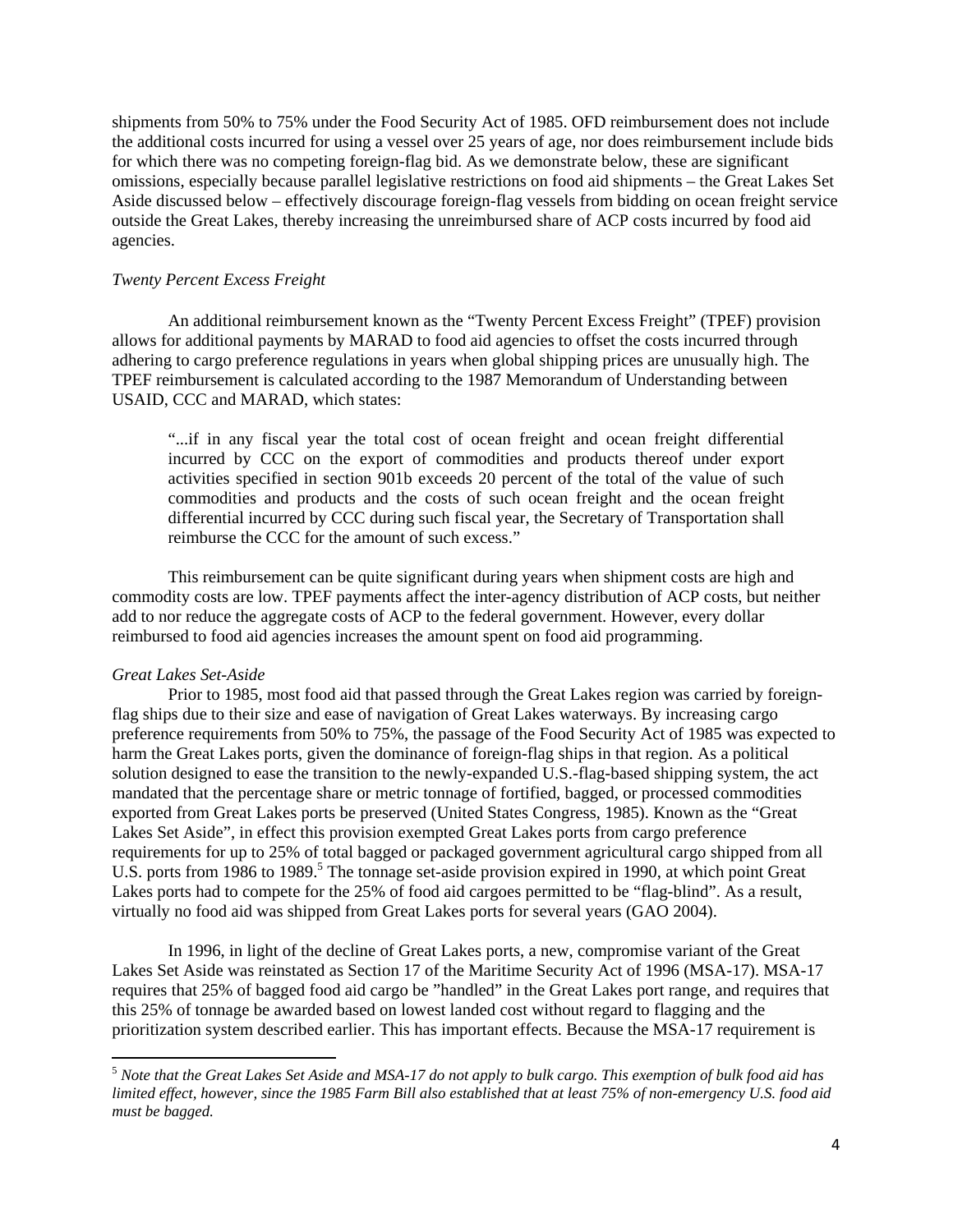shipments from 50% to 75% under the Food Security Act of 1985. OFD reimbursement does not include the additional costs incurred for using a vessel over 25 years of age, nor does reimbursement include bids for which there was no competing foreign-flag bid. As we demonstrate below, these are significant omissions, especially because parallel legislative restrictions on food aid shipments – the Great Lakes Set Aside discussed below – effectively discourage foreign-flag vessels from bidding on ocean freight service outside the Great Lakes, thereby increasing the unreimbursed share of ACP costs incurred by food aid agencies.

*Twenty Percent Excess Freight*

An additional reimbursement known as the "Twenty Percent Excess Freight" (TPEF) provision allows for additional payments by MARAD to food aid agencies to offset the costs incurred through adhering to cargo preference regulations in years when global shipping prices are unusually high. The TPEF reimbursement is calculated according to the 1987 Memorandum of Understanding between USAID, CCC and MARAD, which states:

> "...if in any fiscal year the total cost of ocean freight and ocean freight differential incurred by CCC on the export of commodities and products thereof under export activities specified in section 901b exceeds 20 percent of the total of the value of such commodities and products and the costs of such ocean freight and the ocean freight differential incurred by CCC during such fiscal year, the Secretary of Transportation shall reimburse the CCC for the amount of such excess."

This reimbursement can be quite significant during years when shipment costs are high and commodity costs are low. TPEF payments affect the inter-agency distribution of ACP costs, but neither add to nor reduce the aggregate costs of ACP to the federal government. However, every dollar reimbursed to food aid agencies increases the amount spent on food aid programming.

*Great Lakes Set-Aside*

Prior to 1985, most food aid that passed through the Great Lakes region was carried by foreign-flag ships due to their size and ease of navigation of Great Lakes waterways. By increasing cargo preference requirements from 50% to 75%, the passage of the Food Security Act of 1985 was expected to harm the Great Lakes ports, given the dominance of foreign-flag ships in that region. As a political solution designed to ease the transition to the newly-expanded U.S.-flag-based shipping system, the act mandated that the percentage share or metric tonnage of fortified, bagged, or processed commodities exported from Great Lakes ports be preserved (United States Congress, 1985). Known as the "Great Lakes Set Aside", in effect this provision exempted Great Lakes ports from cargo preference requirements for up to 25% of total bagged or packaged government agricultural cargo shipped from all U.S. ports from 1986 to 1989.[5] The tonnage set-aside provision expired in 1990, at which point Great Lakes ports had to compete for the 25% of food aid cargoes permitted to be "flag-blind". As a result, virtually no food aid was shipped from Great Lakes ports for several years (GAO 2004).

In 1996, in light of the decline of Great Lakes ports, a new, compromise variant of the Great Lakes Set Aside was reinstated as Section 17 of the Maritime Security Act of 1996 (MSA-17). MSA-17 requires that 25% of bagged food aid cargo be "handled" in the Great Lakes port range, and requires that this 25% of tonnage be awarded based on lowest landed cost without regard to flagging and the prioritization system described earlier. This has important effects. Because the MSA-17 requirement is

[5] *Note that the Great Lakes Set Aside and MSA-17 do not apply to bulk cargo. This exemption of bulk food aid has limited effect, however, since the 1985 Farm Bill also established that at least 75% of non-emergency U.S. food aid must be bagged.*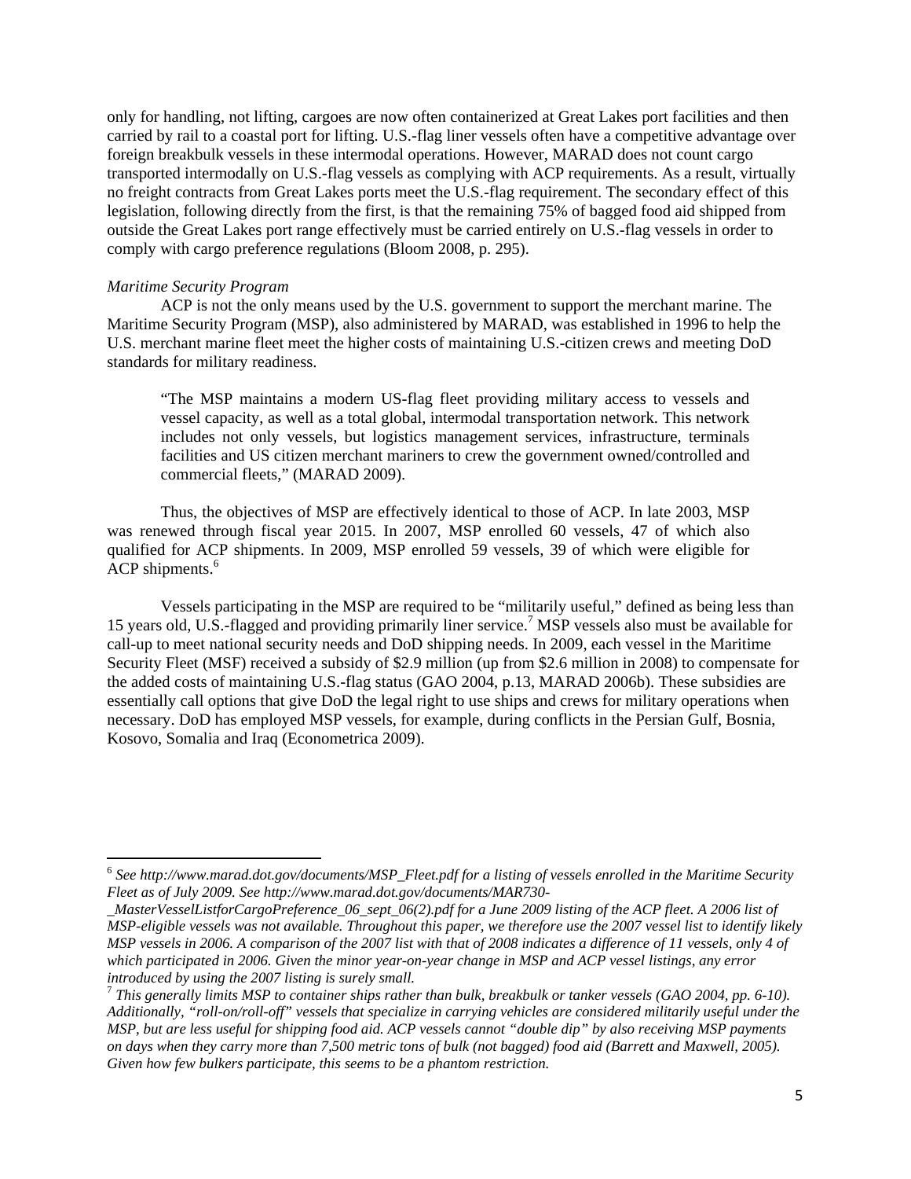only for handling, not lifting, cargoes are now often containerized at Great Lakes port facilities and then carried by rail to a coastal port for lifting. U.S.-flag liner vessels often have a competitive advantage over foreign breakbulk vessels in these intermodal operations. However, MARAD does not count cargo transported intermodally on U.S.-flag vessels as complying with ACP requirements. As a result, virtually no freight contracts from Great Lakes ports meet the U.S.-flag requirement. The secondary effect of this legislation, following directly from the first, is that the remaining 75% of bagged food aid shipped from outside the Great Lakes port range effectively must be carried entirely on U.S.-flag vessels in order to comply with cargo preference regulations (Bloom 2008, p. 295).

*Maritime Security Program*

ACP is not the only means used by the U.S. government to support the merchant marine. The Maritime Security Program (MSP), also administered by MARAD, was established in 1996 to help the U.S. merchant marine fleet meet the higher costs of maintaining U.S.-citizen crews and meeting DoD standards for military readiness.

> "The MSP maintains a modern US-flag fleet providing military access to vessels and vessel capacity, as well as a total global, intermodal transportation network. This network includes not only vessels, but logistics management services, infrastructure, terminals facilities and US citizen merchant mariners to crew the government owned/controlled and commercial fleets," (MARAD 2009).

Thus, the objectives of MSP are effectively identical to those of ACP. In late 2003, MSP was renewed through fiscal year 2015. In 2007, MSP enrolled 60 vessels, 47 of which also qualified for ACP shipments. In 2009, MSP enrolled 59 vessels, 39 of which were eligible for ACP shipments.[6]

Vessels participating in the MSP are required to be "militarily useful," defined as being less than 15 years old, U.S.-flagged and providing primarily liner service.[7] MSP vessels also must be available for call-up to meet national security needs and DoD shipping needs. In 2009, each vessel in the Maritime Security Fleet (MSF) received a subsidy of $2.9 million (up from $2.6 million in 2008) to compensate for the added costs of maintaining U.S.-flag status (GAO 2004, p.13, MARAD 2006b). These subsidies are essentially call options that give DoD the legal right to use ships and crews for military operations when necessary. DoD has employed MSP vessels, for example, during conflicts in the Persian Gulf, Bosnia, Kosovo, Somalia and Iraq (Econometrica 2009).

---

[6] *See http://www.marad.dot.gov/documents/MSP_Fleet.pdf for a listing of vessels enrolled in the Maritime Security Fleet as of July 2009. See http://www.marad.dot.gov/documents/MAR730-_MasterVesselListforCargoPreference_06_sept_06(2).pdf for a June 2009 listing of the ACP fleet. A 2006 list of MSP-eligible vessels was not available. Throughout this paper, we therefore use the 2007 vessel list to identify likely MSP vessels in 2006. A comparison of the 2007 list with that of 2008 indicates a difference of 11 vessels, only 4 of which participated in 2006. Given the minor year-on-year change in MSP and ACP vessel listings, any error introduced by using the 2007 listing is surely small.*

[7] *This generally limits MSP to container ships rather than bulk, breakbulk or tanker vessels (GAO 2004, pp. 6-10). Additionally, "roll-on/roll-off" vessels that specialize in carrying vehicles are considered militarily useful under the MSP, but are less useful for shipping food aid. ACP vessels cannot "double dip" by also receiving MSP payments on days when they carry more than 7,500 metric tons of bulk (not bagged) food aid (Barrett and Maxwell, 2005). Given how few bulkers participate, this seems to be a phantom restriction.*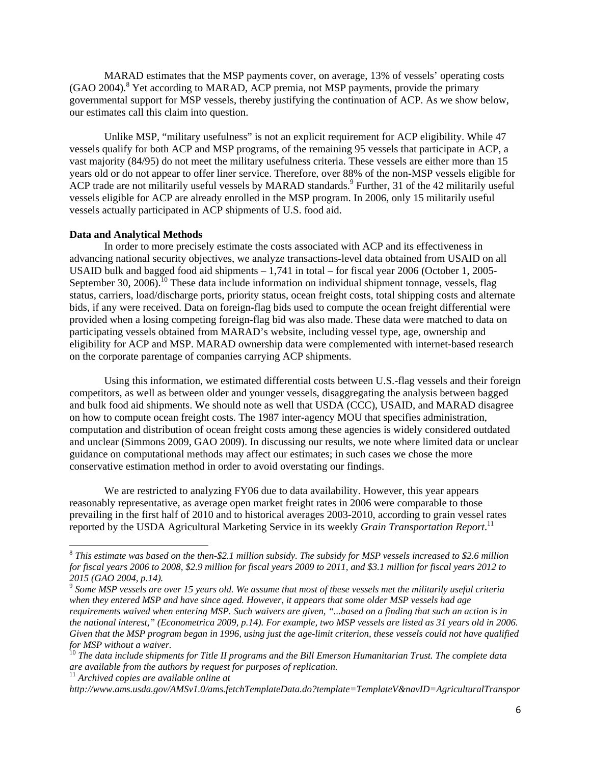MARAD estimates that the MSP payments cover, on average, 13% of vessels' operating costs (GAO 2004).[8] Yet according to MARAD, ACP premia, not MSP payments, provide the primary governmental support for MSP vessels, thereby justifying the continuation of ACP. As we show below, our estimates call this claim into question.

Unlike MSP, "military usefulness" is not an explicit requirement for ACP eligibility. While 47 vessels qualify for both ACP and MSP programs, of the remaining 95 vessels that participate in ACP, a vast majority (84/95) do not meet the military usefulness criteria. These vessels are either more than 15 years old or do not appear to offer liner service. Therefore, over 88% of the non-MSP vessels eligible for ACP trade are not militarily useful vessels by MARAD standards.[9] Further, 31 of the 42 militarily useful vessels eligible for ACP are already enrolled in the MSP program. In 2006, only 15 militarily useful vessels actually participated in ACP shipments of U.S. food aid.

**Data and Analytical Methods**

In order to more precisely estimate the costs associated with ACP and its effectiveness in advancing national security objectives, we analyze transactions-level data obtained from USAID on all USAID bulk and bagged food aid shipments – 1,741 in total – for fiscal year 2006 (October 1, 2005-September 30, 2006).[10] These data include information on individual shipment tonnage, vessels, flag status, carriers, load/discharge ports, priority status, ocean freight costs, total shipping costs and alternate bids, if any were received. Data on foreign-flag bids used to compute the ocean freight differential were provided when a losing competing foreign-flag bid was also made. These data were matched to data on participating vessels obtained from MARAD's website, including vessel type, age, ownership and eligibility for ACP and MSP. MARAD ownership data were complemented with internet-based research on the corporate parentage of companies carrying ACP shipments.

Using this information, we estimated differential costs between U.S.-flag vessels and their foreign competitors, as well as between older and younger vessels, disaggregating the analysis between bagged and bulk food aid shipments. We should note as well that USDA (CCC), USAID, and MARAD disagree on how to compute ocean freight costs. The 1987 inter-agency MOU that specifies administration, computation and distribution of ocean freight costs among these agencies is widely considered outdated and unclear (Simmons 2009, GAO 2009). In discussing our results, we note where limited data or unclear guidance on computational methods may affect our estimates; in such cases we chose the more conservative estimation method in order to avoid overstating our findings.

We are restricted to analyzing FY06 due to data availability. However, this year appears reasonably representative, as average open market freight rates in 2006 were comparable to those prevailing in the first half of 2010 and to historical averages 2003-2010, according to grain vessel rates reported by the USDA Agricultural Marketing Service in its weekly *Grain Transportation Report*.[11]

---

[8] *This estimate was based on the then-$2.1 million subsidy. The subsidy for MSP vessels increased to $2.6 million for fiscal years 2006 to 2008, $2.9 million for fiscal years 2009 to 2011, and $3.1 million for fiscal years 2012 to 2015 (GAO 2004, p.14).*

[9] *Some MSP vessels are over 15 years old. We assume that most of these vessels met the militarily useful criteria when they entered MSP and have since aged. However, it appears that some older MSP vessels had age requirements waived when entering MSP. Such waivers are given, "...based on a finding that such an action is in the national interest," (Econometrica 2009, p.14). For example, two MSP vessels are listed as 31 years old in 2006. Given that the MSP program began in 1996, using just the age-limit criterion, these vessels could not have qualified for MSP without a waiver.*

[10] *The data include shipments for Title II programs and the Bill Emerson Humanitarian Trust. The complete data are available from the authors by request for purposes of replication.*

[11] *Archived copies are available online at http://www.ams.usda.gov/AMSv1.0/ams.fetchTemplateData.do?template=TemplateV&navID=AgriculturalTranspor*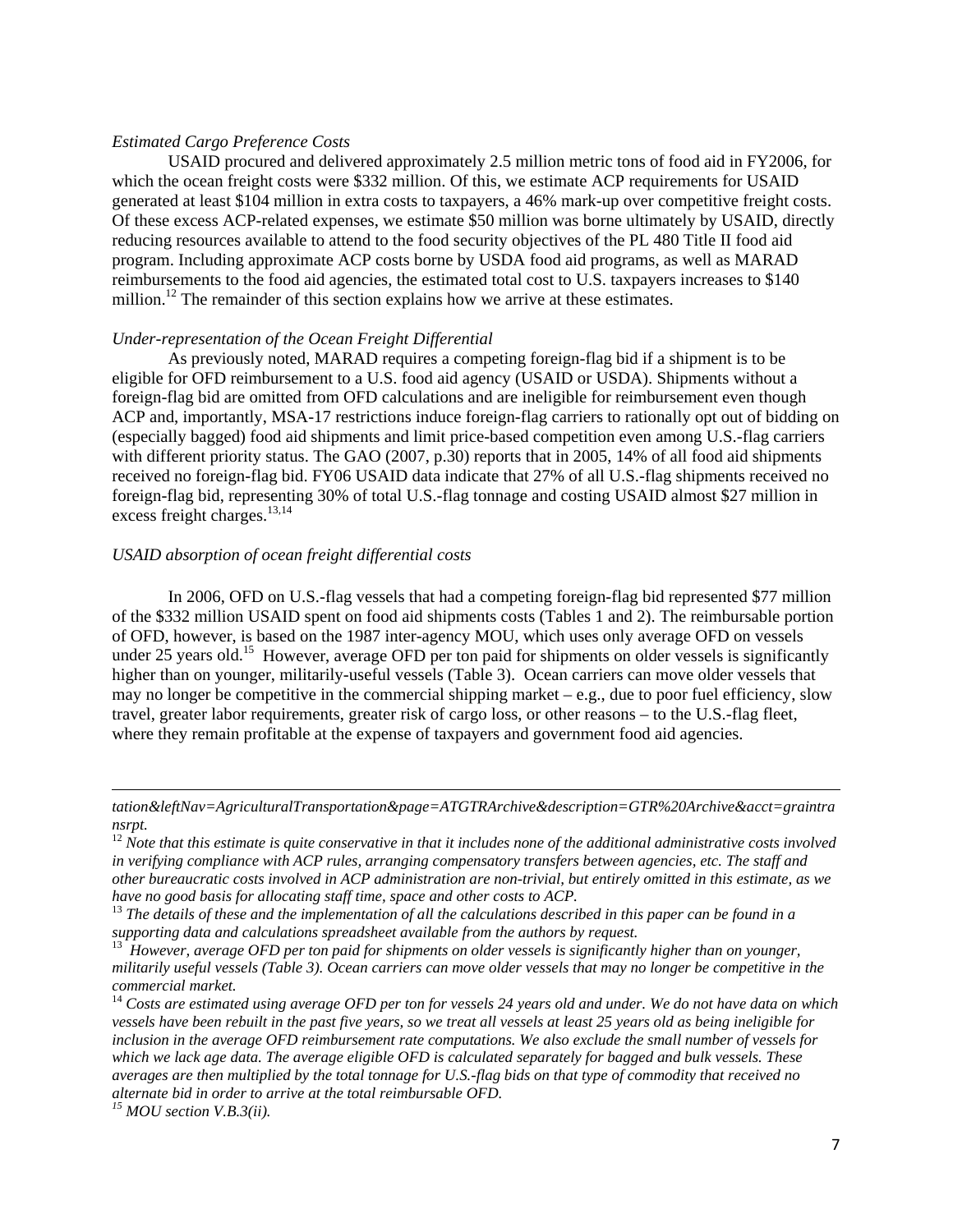*Estimated Cargo Preference Costs*

USAID procured and delivered approximately 2.5 million metric tons of food aid in FY2006, for which the ocean freight costs were $332 million. Of this, we estimate ACP requirements for USAID generated at least $104 million in extra costs to taxpayers, a 46% mark-up over competitive freight costs. Of these excess ACP-related expenses, we estimate $50 million was borne ultimately by USAID, directly reducing resources available to attend to the food security objectives of the PL 480 Title II food aid program. Including approximate ACP costs borne by USDA food aid programs, as well as MARAD reimbursements to the food aid agencies, the estimated total cost to U.S. taxpayers increases to $140 million.[12] The remainder of this section explains how we arrive at these estimates.

*Under-representation of the Ocean Freight Differential*

As previously noted, MARAD requires a competing foreign-flag bid if a shipment is to be eligible for OFD reimbursement to a U.S. food aid agency (USAID or USDA). Shipments without a foreign-flag bid are omitted from OFD calculations and are ineligible for reimbursement even though ACP and, importantly, MSA-17 restrictions induce foreign-flag carriers to rationally opt out of bidding on (especially bagged) food aid shipments and limit price-based competition even among U.S.-flag carriers with different priority status. The GAO (2007, p.30) reports that in 2005, 14% of all food aid shipments received no foreign-flag bid. FY06 USAID data indicate that 27% of all U.S.-flag shipments received no foreign-flag bid, representing 30% of total U.S.-flag tonnage and costing USAID almost $27 million in excess freight charges.[13,14]

*USAID absorption of ocean freight differential costs*

In 2006, OFD on U.S.-flag vessels that had a competing foreign-flag bid represented $77 million of the $332 million USAID spent on food aid shipments costs (Tables 1 and 2). The reimbursable portion of OFD, however, is based on the 1987 inter-agency MOU, which uses only average OFD on vessels under 25 years old.[15] However, average OFD per ton paid for shipments on older vessels is significantly higher than on younger, militarily-useful vessels (Table 3). Ocean carriers can move older vessels that may no longer be competitive in the commercial shipping market – e.g., due to poor fuel efficiency, slow travel, greater labor requirements, greater risk of cargo loss, or other reasons – to the U.S.-flag fleet, where they remain profitable at the expense of taxpayers and government food aid agencies.

---

*tation&leftNav=AgriculturalTransportation&page=ATGTRArchive&description=GTR%20Archive&acct=graintransrpt.*

[12] *Note that this estimate is quite conservative in that it includes none of the additional administrative costs involved in verifying compliance with ACP rules, arranging compensatory transfers between agencies, etc. The staff and other bureaucratic costs involved in ACP administration are non-trivial, but entirely omitted in this estimate, as we have no good basis for allocating staff time, space and other costs to ACP.*

[13] *The details of these and the implementation of all the calculations described in this paper can be found in a supporting data and calculations spreadsheet available from the authors by request.*

[13] *However, average OFD per ton paid for shipments on older vessels is significantly higher than on younger, militarily useful vessels (Table 3). Ocean carriers can move older vessels that may no longer be competitive in the commercial market.*

[14] *Costs are estimated using average OFD per ton for vessels 24 years old and under. We do not have data on which vessels have been rebuilt in the past five years, so we treat all vessels at least 25 years old as being ineligible for inclusion in the average OFD reimbursement rate computations. We also exclude the small number of vessels for which we lack age data. The average eligible OFD is calculated separately for bagged and bulk vessels. These averages are then multiplied by the total tonnage for U.S.-flag bids on that type of commodity that received no alternate bid in order to arrive at the total reimbursable OFD.*

[15] *MOU section V.B.3(ii).*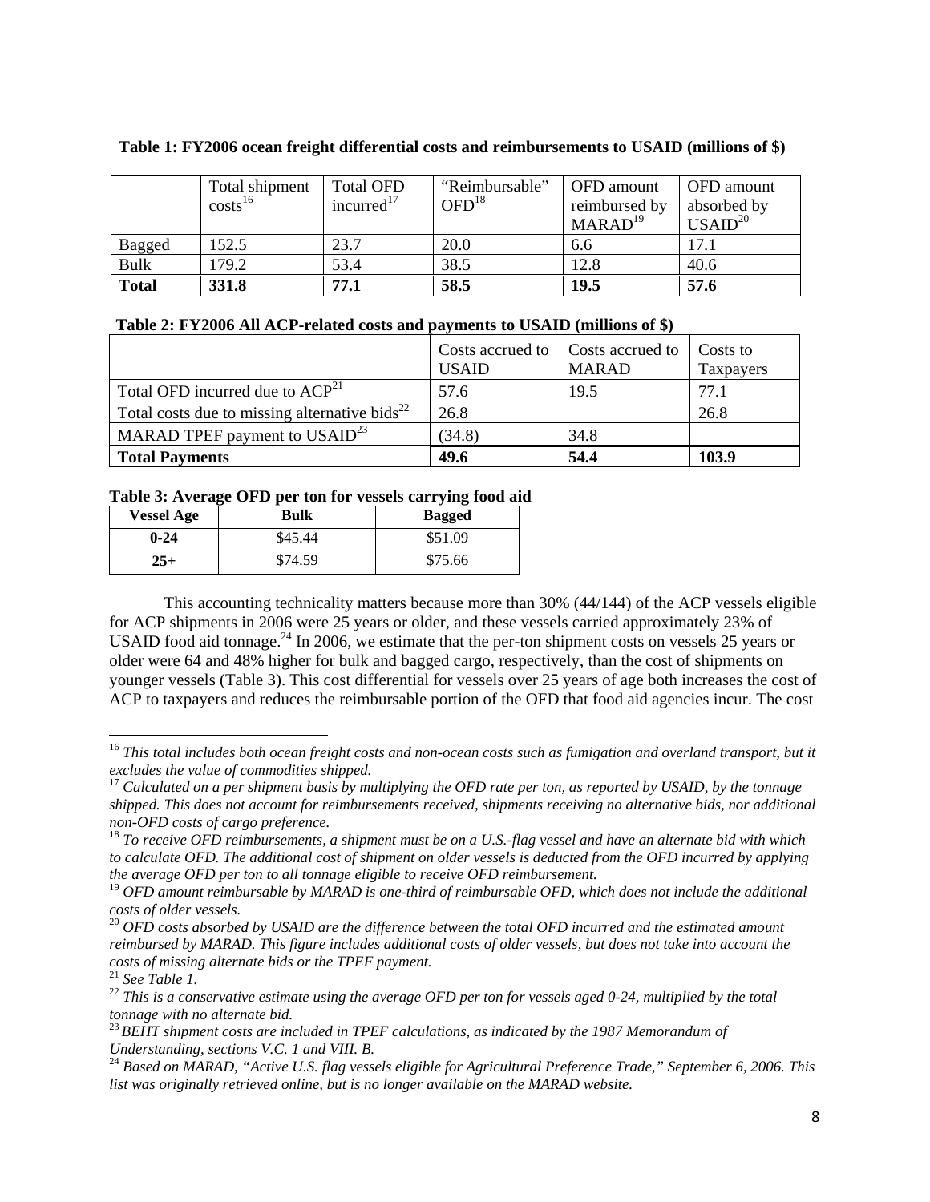**Table 1: FY2006 ocean freight differential costs and reimbursements to USAID (millions of $)**

| | Total shipment costs[16] | Total OFD incurred[17] | "Reimbursable" OFD[18] | OFD amount reimbursed by MARAD[19] | OFD amount absorbed by USAID[20] |
|---|---|---|---|---|---|
| Bagged | 152.5 | 23.7 | 20.0 | 6.6 | 17.1 |
| Bulk | 179.2 | 53.4 | 38.5 | 12.8 | 40.6 |
| **Total** | **331.8** | **77.1** | **58.5** | **19.5** | **57.6** |

**Table 2: FY2006 All ACP-related costs and payments to USAID (millions of $)**

| | Costs accrued to USAID | Costs accrued to MARAD | Costs to Taxpayers |
|---|---|---|---|
| Total OFD incurred due to ACP[21] | 57.6 | 19.5 | 77.1 |
| Total costs due to missing alternative bids[22] | 26.8 | | 26.8 |
| MARAD TPEF payment to USAID[23] | (34.8) | 34.8 | |
| **Total Payments** | **49.6** | **54.4** | **103.9** |

**Table 3: Average OFD per ton for vessels carrying food aid**

| Vessel Age | Bulk | Bagged |
|---|---|---|
| **0-24** | $45.44 | $51.09 |
| **25+** | $74.59 | $75.66 |

This accounting technicality matters because more than 30% (44/144) of the ACP vessels eligible for ACP shipments in 2006 were 25 years or older, and these vessels carried approximately 23% of USAID food aid tonnage.[24] In 2006, we estimate that the per-ton shipment costs on vessels 25 years or older were 64 and 48% higher for bulk and bagged cargo, respectively, than the cost of shipments on younger vessels (Table 3). This cost differential for vessels over 25 years of age both increases the cost of ACP to taxpayers and reduces the reimbursable portion of the OFD that food aid agencies incur. The cost

---

[16] *This total includes both ocean freight costs and non-ocean costs such as fumigation and overland transport, but it excludes the value of commodities shipped.*

[17] *Calculated on a per shipment basis by multiplying the OFD rate per ton, as reported by USAID, by the tonnage shipped. This does not account for reimbursements received, shipments receiving no alternative bids, nor additional non-OFD costs of cargo preference.*

[18] *To receive OFD reimbursements, a shipment must be on a U.S.-flag vessel and have an alternate bid with which to calculate OFD. The additional cost of shipment on older vessels is deducted from the OFD incurred by applying the average OFD per ton to all tonnage eligible to receive OFD reimbursement.*

[19] *OFD amount reimbursable by MARAD is one-third of reimbursable OFD, which does not include the additional costs of older vessels.*

[20] *OFD costs absorbed by USAID are the difference between the total OFD incurred and the estimated amount reimbursed by MARAD. This figure includes additional costs of older vessels, but does not take into account the costs of missing alternate bids or the TPEF payment.*

[21] *See Table 1.*

[22] *This is a conservative estimate using the average OFD per ton for vessels aged 0-24, multiplied by the total tonnage with no alternate bid.*

[23] *BEHT shipment costs are included in TPEF calculations, as indicated by the 1987 Memorandum of Understanding, sections V.C. 1 and VIII. B.*

[24] *Based on MARAD, "Active U.S. flag vessels eligible for Agricultural Preference Trade," September 6, 2006. This list was originally retrieved online, but is no longer available on the MARAD website.*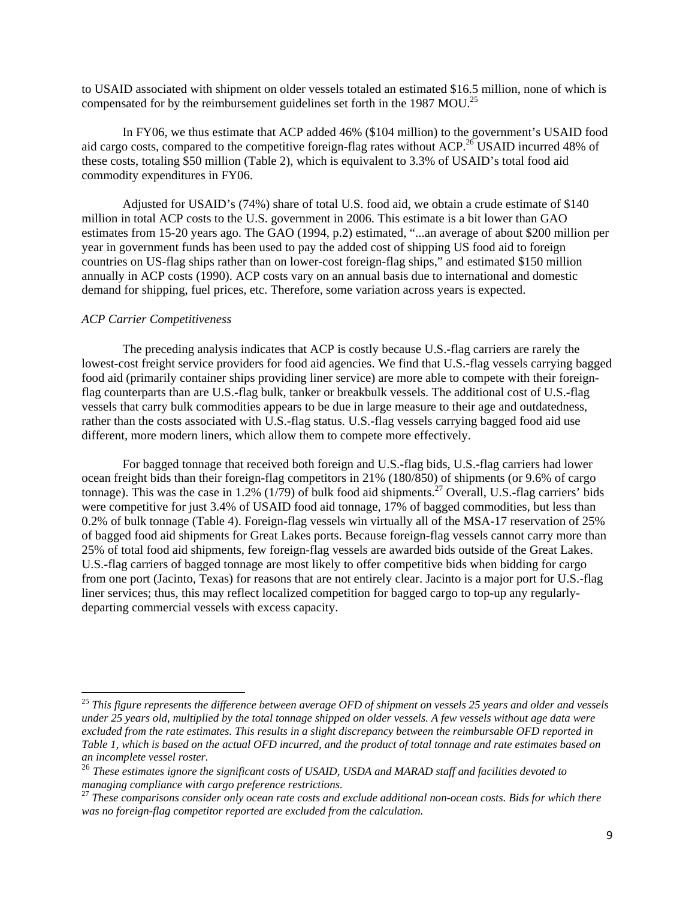to USAID associated with shipment on older vessels totaled an estimated $16.5 million, none of which is compensated for by the reimbursement guidelines set forth in the 1987 MOU.[25]

In FY06, we thus estimate that ACP added 46% ($104 million) to the government's USAID food aid cargo costs, compared to the competitive foreign-flag rates without ACP.[26] USAID incurred 48% of these costs, totaling $50 million (Table 2), which is equivalent to 3.3% of USAID's total food aid commodity expenditures in FY06.

Adjusted for USAID's (74%) share of total U.S. food aid, we obtain a crude estimate of $140 million in total ACP costs to the U.S. government in 2006. This estimate is a bit lower than GAO estimates from 15-20 years ago. The GAO (1994, p.2) estimated, "...an average of about $200 million per year in government funds has been used to pay the added cost of shipping US food aid to foreign countries on US-flag ships rather than on lower-cost foreign-flag ships," and estimated $150 million annually in ACP costs (1990). ACP costs vary on an annual basis due to international and domestic demand for shipping, fuel prices, etc. Therefore, some variation across years is expected.

*ACP Carrier Competitiveness*

The preceding analysis indicates that ACP is costly because U.S.-flag carriers are rarely the lowest-cost freight service providers for food aid agencies. We find that U.S.-flag vessels carrying bagged food aid (primarily container ships providing liner service) are more able to compete with their foreign-flag counterparts than are U.S.-flag bulk, tanker or breakbulk vessels. The additional cost of U.S.-flag vessels that carry bulk commodities appears to be due in large measure to their age and outdatedness, rather than the costs associated with U.S.-flag status. U.S.-flag vessels carrying bagged food aid use different, more modern liners, which allow them to compete more effectively.

For bagged tonnage that received both foreign and U.S.-flag bids, U.S.-flag carriers had lower ocean freight bids than their foreign-flag competitors in 21% (180/850) of shipments (or 9.6% of cargo tonnage). This was the case in 1.2% (1/79) of bulk food aid shipments.[27] Overall, U.S.-flag carriers' bids were competitive for just 3.4% of USAID food aid tonnage, 17% of bagged commodities, but less than 0.2% of bulk tonnage (Table 4). Foreign-flag vessels win virtually all of the MSA-17 reservation of 25% of bagged food aid shipments for Great Lakes ports. Because foreign-flag vessels cannot carry more than 25% of total food aid shipments, few foreign-flag vessels are awarded bids outside of the Great Lakes. U.S.-flag carriers of bagged tonnage are most likely to offer competitive bids when bidding for cargo from one port (Jacinto, Texas) for reasons that are not entirely clear. Jacinto is a major port for U.S.-flag liner services; thus, this may reflect localized competition for bagged cargo to top-up any regularly-departing commercial vessels with excess capacity.

---

[25] *This figure represents the difference between average OFD of shipment on vessels 25 years and older and vessels under 25 years old, multiplied by the total tonnage shipped on older vessels. A few vessels without age data were excluded from the rate estimates. This results in a slight discrepancy between the reimbursable OFD reported in Table 1, which is based on the actual OFD incurred, and the product of total tonnage and rate estimates based on an incomplete vessel roster.*

[26] *These estimates ignore the significant costs of USAID, USDA and MARAD staff and facilities devoted to managing compliance with cargo preference restrictions.*

[27] *These comparisons consider only ocean rate costs and exclude additional non-ocean costs. Bids for which there was no foreign-flag competitor reported are excluded from the calculation.*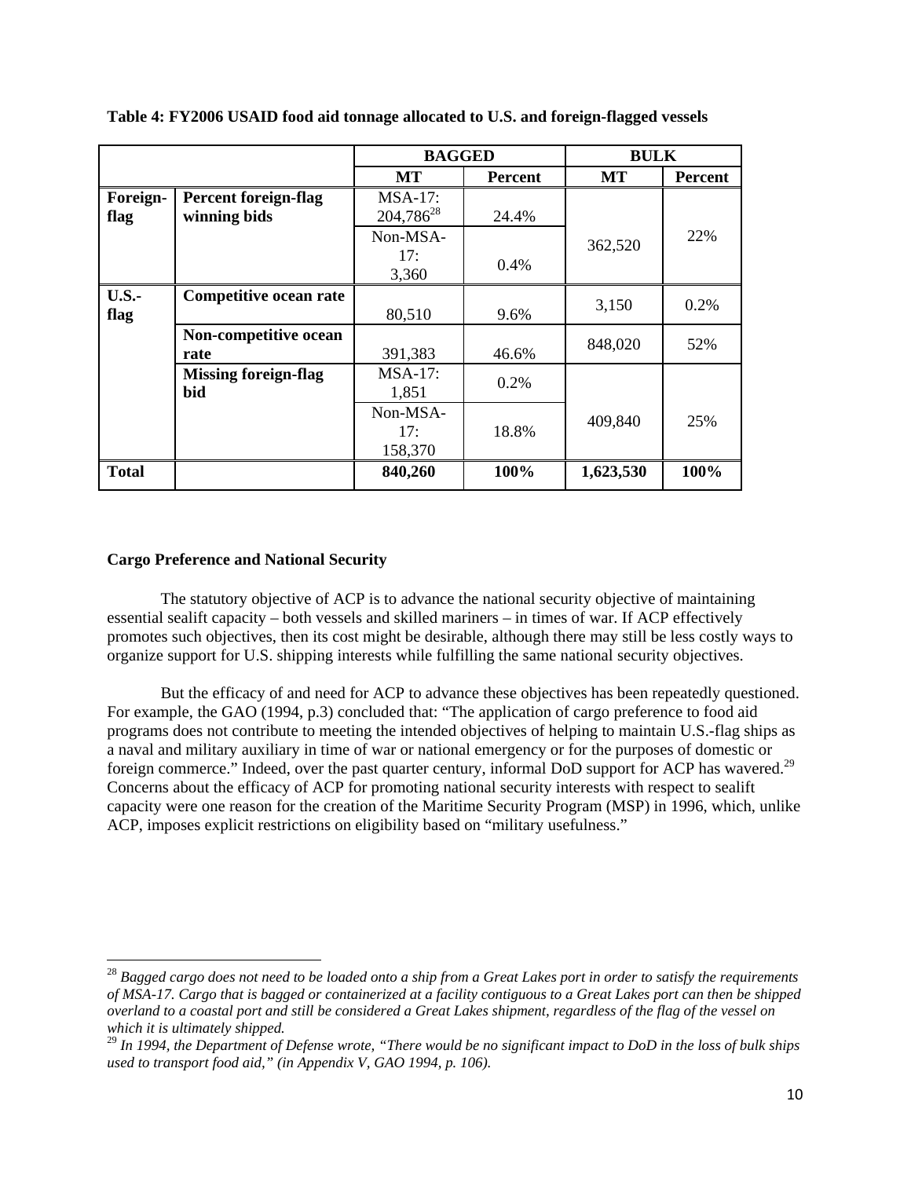**Table 4: FY2006 USAID food aid tonnage allocated to U.S. and foreign-flagged vessels**

| | | BAGGED | | BULK | |
|---|---|---|---|---|---|
| | | **MT** | **Percent** | **MT** | **Percent** |
| **Foreign-flag** | **Percent foreign-flag winning bids** | MSA-17: 204,786[28] | 24.4% | 362,520 | 22% |
| | | Non-MSA-17: 3,360 | 0.4% | | |
| **U.S.-flag** | **Competitive ocean rate** | 80,510 | 9.6% | 3,150 | 0.2% |
| | **Non-competitive ocean rate** | 391,383 | 46.6% | 848,020 | 52% |
| | **Missing foreign-flag bid** | MSA-17: 1,851 | 0.2% | 409,840 | 25% |
| | | Non-MSA-17: 158,370 | 18.8% | | |
| **Total** | | **840,260** | **100%** | **1,623,530** | **100%** |

### Cargo Preference and National Security

The statutory objective of ACP is to advance the national security objective of maintaining essential sealift capacity – both vessels and skilled mariners – in times of war. If ACP effectively promotes such objectives, then its cost might be desirable, although there may still be less costly ways to organize support for U.S. shipping interests while fulfilling the same national security objectives.

But the efficacy of and need for ACP to advance these objectives has been repeatedly questioned. For example, the GAO (1994, p.3) concluded that: "The application of cargo preference to food aid programs does not contribute to meeting the intended objectives of helping to maintain U.S.-flag ships as a naval and military auxiliary in time of war or national emergency or for the purposes of domestic or foreign commerce." Indeed, over the past quarter century, informal DoD support for ACP has wavered.[29] Concerns about the efficacy of ACP for promoting national security interests with respect to sealift capacity were one reason for the creation of the Maritime Security Program (MSP) in 1996, which, unlike ACP, imposes explicit restrictions on eligibility based on "military usefulness."

---

[28] *Bagged cargo does not need to be loaded onto a ship from a Great Lakes port in order to satisfy the requirements of MSA-17. Cargo that is bagged or containerized at a facility contiguous to a Great Lakes port can then be shipped overland to a coastal port and still be considered a Great Lakes shipment, regardless of the flag of the vessel on which it is ultimately shipped.*

[29] *In 1994, the Department of Defense wrote, "There would be no significant impact to DoD in the loss of bulk ships used to transport food aid," (in Appendix V, GAO 1994, p. 106).*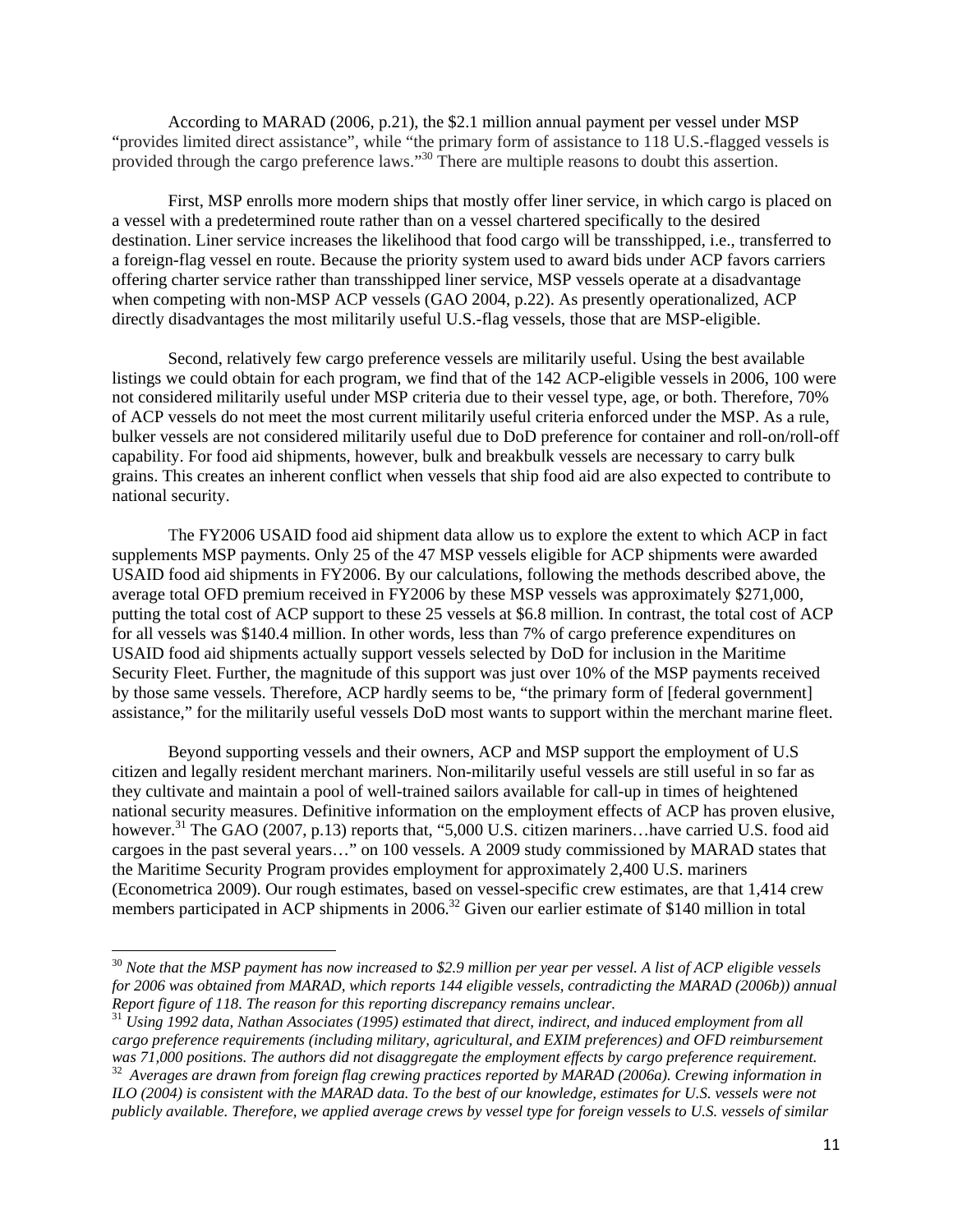According to MARAD (2006, p.21), the $2.1 million annual payment per vessel under MSP "provides limited direct assistance", while "the primary form of assistance to 118 U.S.-flagged vessels is provided through the cargo preference laws."[30] There are multiple reasons to doubt this assertion.

First, MSP enrolls more modern ships that mostly offer liner service, in which cargo is placed on a vessel with a predetermined route rather than on a vessel chartered specifically to the desired destination. Liner service increases the likelihood that food cargo will be transshipped, i.e., transferred to a foreign-flag vessel en route. Because the priority system used to award bids under ACP favors carriers offering charter service rather than transshipped liner service, MSP vessels operate at a disadvantage when competing with non-MSP ACP vessels (GAO 2004, p.22). As presently operationalized, ACP directly disadvantages the most militarily useful U.S.-flag vessels, those that are MSP-eligible.

Second, relatively few cargo preference vessels are militarily useful. Using the best available listings we could obtain for each program, we find that of the 142 ACP-eligible vessels in 2006, 100 were not considered militarily useful under MSP criteria due to their vessel type, age, or both. Therefore, 70% of ACP vessels do not meet the most current militarily useful criteria enforced under the MSP. As a rule, bulker vessels are not considered militarily useful due to DoD preference for container and roll-on/roll-off capability. For food aid shipments, however, bulk and breakbulk vessels are necessary to carry bulk grains. This creates an inherent conflict when vessels that ship food aid are also expected to contribute to national security.

The FY2006 USAID food aid shipment data allow us to explore the extent to which ACP in fact supplements MSP payments. Only 25 of the 47 MSP vessels eligible for ACP shipments were awarded USAID food aid shipments in FY2006. By our calculations, following the methods described above, the average total OFD premium received in FY2006 by these MSP vessels was approximately $271,000, putting the total cost of ACP support to these 25 vessels at $6.8 million. In contrast, the total cost of ACP for all vessels was $140.4 million. In other words, less than 7% of cargo preference expenditures on USAID food aid shipments actually support vessels selected by DoD for inclusion in the Maritime Security Fleet. Further, the magnitude of this support was just over 10% of the MSP payments received by those same vessels. Therefore, ACP hardly seems to be, "the primary form of [federal government] assistance," for the militarily useful vessels DoD most wants to support within the merchant marine fleet.

Beyond supporting vessels and their owners, ACP and MSP support the employment of U.S citizen and legally resident merchant mariners. Non-militarily useful vessels are still useful in so far as they cultivate and maintain a pool of well-trained sailors available for call-up in times of heightened national security measures. Definitive information on the employment effects of ACP has proven elusive, however.[31] The GAO (2007, p.13) reports that, "5,000 U.S. citizen mariners…have carried U.S. food aid cargoes in the past several years…" on 100 vessels. A 2009 study commissioned by MARAD states that the Maritime Security Program provides employment for approximately 2,400 U.S. mariners (Econometrica 2009). Our rough estimates, based on vessel-specific crew estimates, are that 1,414 crew members participated in ACP shipments in 2006.[32] Given our earlier estimate of $140 million in total

---

[30] *Note that the MSP payment has now increased to $2.9 million per year per vessel. A list of ACP eligible vessels for 2006 was obtained from MARAD, which reports 144 eligible vessels, contradicting the MARAD (2006b)) annual Report figure of 118. The reason for this reporting discrepancy remains unclear.*

[31] *Using 1992 data, Nathan Associates (1995) estimated that direct, indirect, and induced employment from all cargo preference requirements (including military, agricultural, and EXIM preferences) and OFD reimbursement was 71,000 positions. The authors did not disaggregate the employment effects by cargo preference requirement.*

[32] *Averages are drawn from foreign flag crewing practices reported by MARAD (2006a). Crewing information in ILO (2004) is consistent with the MARAD data. To the best of our knowledge, estimates for U.S. vessels were not publicly available. Therefore, we applied average crews by vessel type for foreign vessels to U.S. vessels of similar*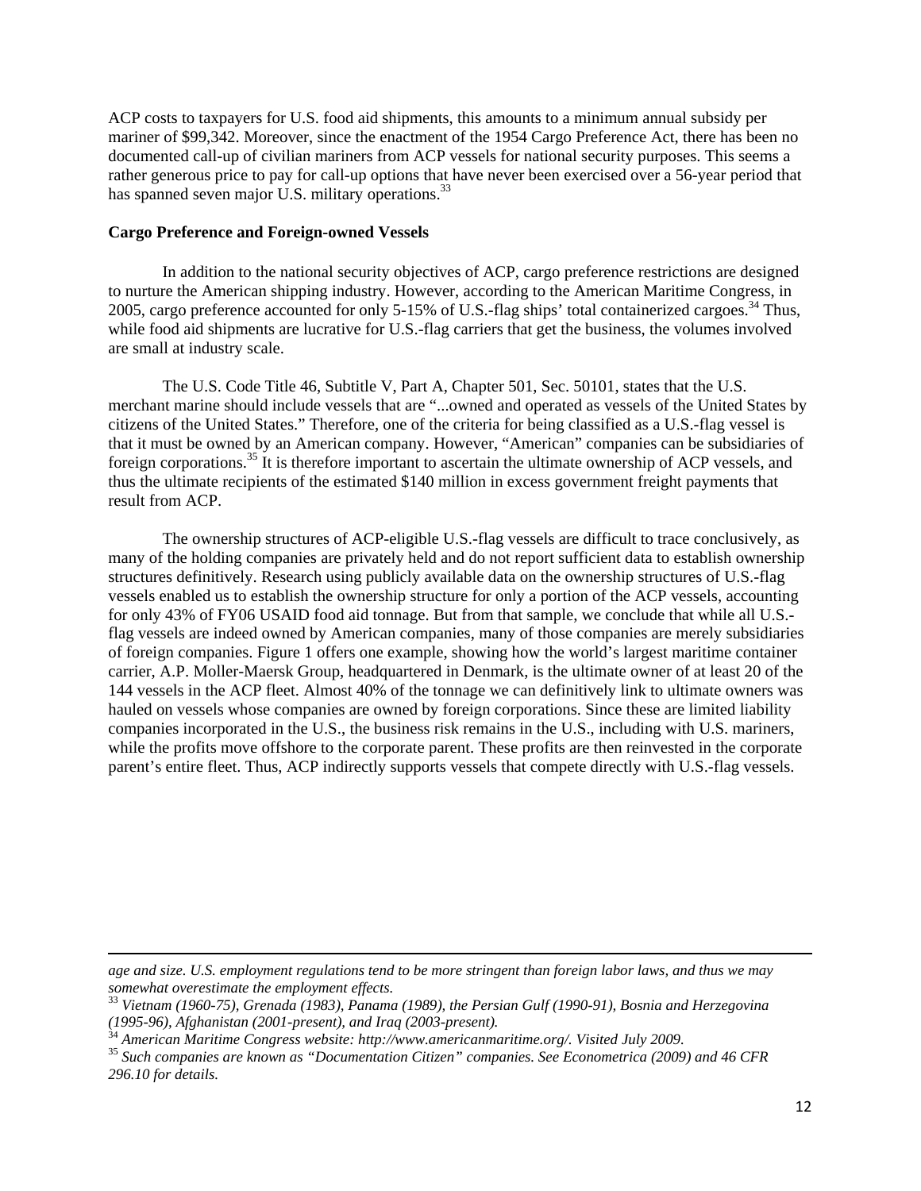ACP costs to taxpayers for U.S. food aid shipments, this amounts to a minimum annual subsidy per mariner of $99,342. Moreover, since the enactment of the 1954 Cargo Preference Act, there has been no documented call-up of civilian mariners from ACP vessels for national security purposes. This seems a rather generous price to pay for call-up options that have never been exercised over a 56-year period that has spanned seven major U.S. military operations.[33]

**Cargo Preference and Foreign-owned Vessels**

In addition to the national security objectives of ACP, cargo preference restrictions are designed to nurture the American shipping industry. However, according to the American Maritime Congress, in 2005, cargo preference accounted for only 5-15% of U.S.-flag ships' total containerized cargoes.[34] Thus, while food aid shipments are lucrative for U.S.-flag carriers that get the business, the volumes involved are small at industry scale.

The U.S. Code Title 46, Subtitle V, Part A, Chapter 501, Sec. 50101, states that the U.S. merchant marine should include vessels that are "...owned and operated as vessels of the United States by citizens of the United States." Therefore, one of the criteria for being classified as a U.S.-flag vessel is that it must be owned by an American company. However, "American" companies can be subsidiaries of foreign corporations.[35] It is therefore important to ascertain the ultimate ownership of ACP vessels, and thus the ultimate recipients of the estimated $140 million in excess government freight payments that result from ACP.

The ownership structures of ACP-eligible U.S.-flag vessels are difficult to trace conclusively, as many of the holding companies are privately held and do not report sufficient data to establish ownership structures definitively. Research using publicly available data on the ownership structures of U.S.-flag vessels enabled us to establish the ownership structure for only a portion of the ACP vessels, accounting for only 43% of FY06 USAID food aid tonnage. But from that sample, we conclude that while all U.S.-flag vessels are indeed owned by American companies, many of those companies are merely subsidiaries of foreign companies. Figure 1 offers one example, showing how the world's largest maritime container carrier, A.P. Moller-Maersk Group, headquartered in Denmark, is the ultimate owner of at least 20 of the 144 vessels in the ACP fleet. Almost 40% of the tonnage we can definitively link to ultimate owners was hauled on vessels whose companies are owned by foreign corporations. Since these are limited liability companies incorporated in the U.S., the business risk remains in the U.S., including with U.S. mariners, while the profits move offshore to the corporate parent. These profits are then reinvested in the corporate parent's entire fleet. Thus, ACP indirectly supports vessels that compete directly with U.S.-flag vessels.

---

*age and size. U.S. employment regulations tend to be more stringent than foreign labor laws, and thus we may somewhat overestimate the employment effects.*

[33] *Vietnam (1960-75), Grenada (1983), Panama (1989), the Persian Gulf (1990-91), Bosnia and Herzegovina (1995-96), Afghanistan (2001-present), and Iraq (2003-present).*

[34] *American Maritime Congress website: http://www.americanmaritime.org/. Visited July 2009.*

[35] *Such companies are known as "Documentation Citizen" companies. See Econometrica (2009) and 46 CFR 296.10 for details.*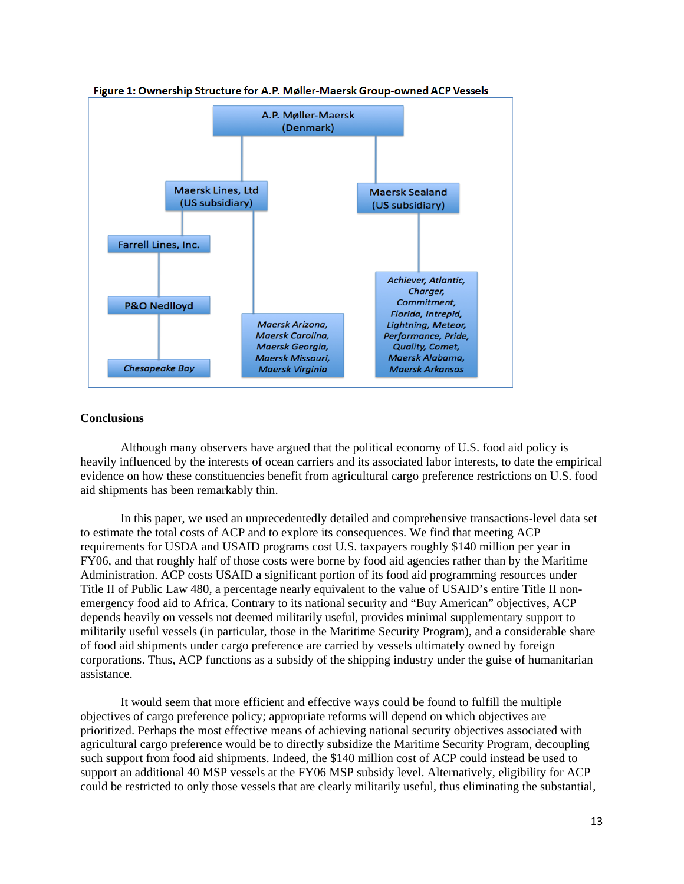**Figure 1: Ownership Structure for A.P. Møller-Maersk Group-owned ACP Vessels**

- A.P. Møller-Maersk (Denmark)
  - Maersk Lines, Ltd (US subsidiary)
    - Farrell Lines, Inc.
      - P&O Nedlloyd
        - *Chesapeake Bay*
    - *Maersk Arizona, Maersk Carolina, Maersk Georgia, Maersk Missouri, Maersk Virginia*
  - Maersk Sealand (US subsidiary)
    - *Achiever, Atlantic, Charger, Commitment, Florida, Intrepid, Lightning, Meteor, Performance, Pride, Quality, Comet, Maersk Alabama, Maersk Arkansas*

## Conclusions

Although many observers have argued that the political economy of U.S. food aid policy is heavily influenced by the interests of ocean carriers and its associated labor interests, to date the empirical evidence on how these constituencies benefit from agricultural cargo preference restrictions on U.S. food aid shipments has been remarkably thin.

In this paper, we used an unprecedentedly detailed and comprehensive transactions-level data set to estimate the total costs of ACP and to explore its consequences. We find that meeting ACP requirements for USDA and USAID programs cost U.S. taxpayers roughly $140 million per year in FY06, and that roughly half of those costs were borne by food aid agencies rather than by the Maritime Administration. ACP costs USAID a significant portion of its food aid programming resources under Title II of Public Law 480, a percentage nearly equivalent to the value of USAID's entire Title II non-emergency food aid to Africa. Contrary to its national security and "Buy American" objectives, ACP depends heavily on vessels not deemed militarily useful, provides minimal supplementary support to militarily useful vessels (in particular, those in the Maritime Security Program), and a considerable share of food aid shipments under cargo preference are carried by vessels ultimately owned by foreign corporations. Thus, ACP functions as a subsidy of the shipping industry under the guise of humanitarian assistance.

It would seem that more efficient and effective ways could be found to fulfill the multiple objectives of cargo preference policy; appropriate reforms will depend on which objectives are prioritized. Perhaps the most effective means of achieving national security objectives associated with agricultural cargo preference would be to directly subsidize the Maritime Security Program, decoupling such support from food aid shipments. Indeed, the $140 million cost of ACP could instead be used to support an additional 40 MSP vessels at the FY06 MSP subsidy level. Alternatively, eligibility for ACP could be restricted to only those vessels that are clearly militarily useful, thus eliminating the substantial,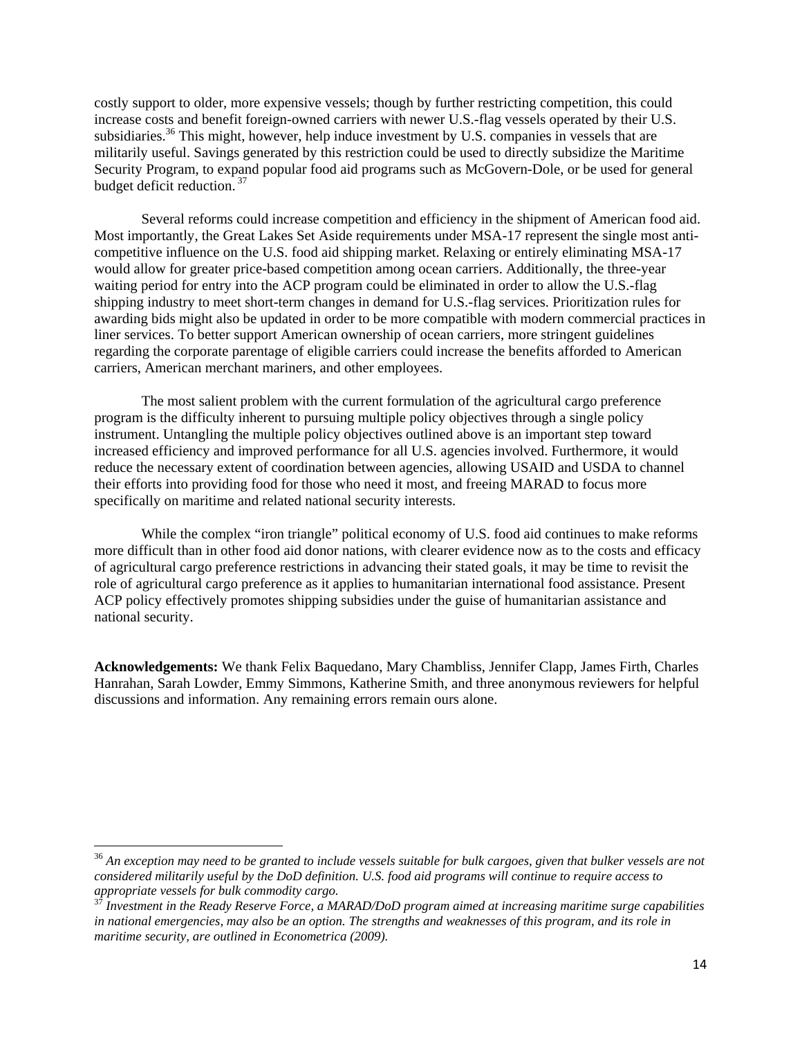costly support to older, more expensive vessels; though by further restricting competition, this could increase costs and benefit foreign-owned carriers with newer U.S.-flag vessels operated by their U.S. subsidiaries.[36] This might, however, help induce investment by U.S. companies in vessels that are militarily useful. Savings generated by this restriction could be used to directly subsidize the Maritime Security Program, to expand popular food aid programs such as McGovern-Dole, or be used for general budget deficit reduction.[37]

Several reforms could increase competition and efficiency in the shipment of American food aid. Most importantly, the Great Lakes Set Aside requirements under MSA-17 represent the single most anti-competitive influence on the U.S. food aid shipping market. Relaxing or entirely eliminating MSA-17 would allow for greater price-based competition among ocean carriers. Additionally, the three-year waiting period for entry into the ACP program could be eliminated in order to allow the U.S.-flag shipping industry to meet short-term changes in demand for U.S.-flag services. Prioritization rules for awarding bids might also be updated in order to be more compatible with modern commercial practices in liner services. To better support American ownership of ocean carriers, more stringent guidelines regarding the corporate parentage of eligible carriers could increase the benefits afforded to American carriers, American merchant mariners, and other employees.

The most salient problem with the current formulation of the agricultural cargo preference program is the difficulty inherent to pursuing multiple policy objectives through a single policy instrument. Untangling the multiple policy objectives outlined above is an important step toward increased efficiency and improved performance for all U.S. agencies involved. Furthermore, it would reduce the necessary extent of coordination between agencies, allowing USAID and USDA to channel their efforts into providing food for those who need it most, and freeing MARAD to focus more specifically on maritime and related national security interests.

While the complex "iron triangle" political economy of U.S. food aid continues to make reforms more difficult than in other food aid donor nations, with clearer evidence now as to the costs and efficacy of agricultural cargo preference restrictions in advancing their stated goals, it may be time to revisit the role of agricultural cargo preference as it applies to humanitarian international food assistance. Present ACP policy effectively promotes shipping subsidies under the guise of humanitarian assistance and national security.

**Acknowledgements:** We thank Felix Baquedano, Mary Chambliss, Jennifer Clapp, James Firth, Charles Hanrahan, Sarah Lowder, Emmy Simmons, Katherine Smith, and three anonymous reviewers for helpful discussions and information. Any remaining errors remain ours alone.

---

[36] *An exception may need to be granted to include vessels suitable for bulk cargoes, given that bulker vessels are not considered militarily useful by the DoD definition. U.S. food aid programs will continue to require access to appropriate vessels for bulk commodity cargo.*

[37] *Investment in the Ready Reserve Force, a MARAD/DoD program aimed at increasing maritime surge capabilities in national emergencies, may also be an option. The strengths and weaknesses of this program, and its role in maritime security, are outlined in Econometrica (2009).*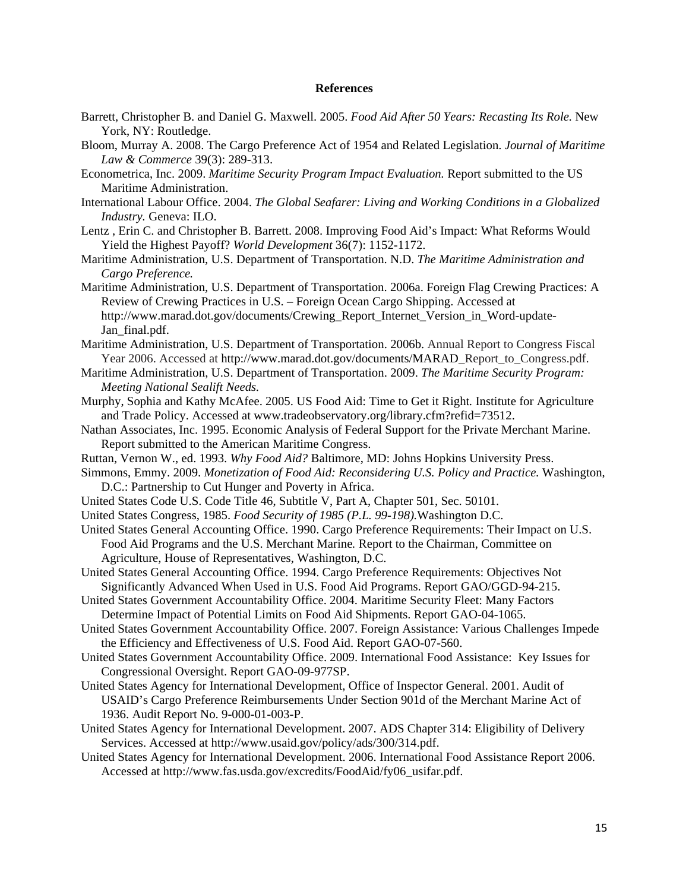## References

Barrett, Christopher B. and Daniel G. Maxwell. 2005. *Food Aid After 50 Years: Recasting Its Role.* New York, NY: Routledge.

Bloom, Murray A. 2008. The Cargo Preference Act of 1954 and Related Legislation. *Journal of Maritime Law & Commerce* 39(3): 289-313.

Econometrica, Inc. 2009. *Maritime Security Program Impact Evaluation.* Report submitted to the US Maritime Administration.

International Labour Office. 2004. *The Global Seafarer: Living and Working Conditions in a Globalized Industry.* Geneva: ILO.

Lentz , Erin C. and Christopher B. Barrett. 2008. Improving Food Aid's Impact: What Reforms Would Yield the Highest Payoff? *World Development* 36(7): 1152-1172.

Maritime Administration, U.S. Department of Transportation. N.D. *The Maritime Administration and Cargo Preference.*

Maritime Administration, U.S. Department of Transportation. 2006a. Foreign Flag Crewing Practices: A Review of Crewing Practices in U.S. – Foreign Ocean Cargo Shipping. Accessed at http://www.marad.dot.gov/documents/Crewing_Report_Internet_Version_in_Word-update-Jan_final.pdf.

Maritime Administration, U.S. Department of Transportation. 2006b. Annual Report to Congress Fiscal Year 2006. Accessed at http://www.marad.dot.gov/documents/MARAD_Report_to_Congress.pdf.

Maritime Administration, U.S. Department of Transportation. 2009. *The Maritime Security Program: Meeting National Sealift Needs.*

Murphy, Sophia and Kathy McAfee. 2005. US Food Aid: Time to Get it Right*.* Institute for Agriculture and Trade Policy. Accessed at www.tradeobservatory.org/library.cfm?refid=73512.

Nathan Associates, Inc. 1995. Economic Analysis of Federal Support for the Private Merchant Marine. Report submitted to the American Maritime Congress.

Ruttan, Vernon W., ed. 1993. *Why Food Aid?* Baltimore, MD: Johns Hopkins University Press.

Simmons, Emmy. 2009. *Monetization of Food Aid: Reconsidering U.S. Policy and Practice.* Washington, D.C.: Partnership to Cut Hunger and Poverty in Africa.

United States Code U.S. Code Title 46, Subtitle V, Part A, Chapter 501, Sec. 50101.

United States Congress, 1985. *Food Security of 1985 (P.L. 99-198).*Washington D.C.

United States General Accounting Office. 1990. Cargo Preference Requirements: Their Impact on U.S. Food Aid Programs and the U.S. Merchant Marine*.* Report to the Chairman, Committee on Agriculture, House of Representatives, Washington, D.C.

United States General Accounting Office. 1994. Cargo Preference Requirements: Objectives Not Significantly Advanced When Used in U.S. Food Aid Programs. Report GAO/GGD-94-215.

United States Government Accountability Office. 2004. Maritime Security Fleet: Many Factors Determine Impact of Potential Limits on Food Aid Shipments. Report GAO-04-1065.

United States Government Accountability Office. 2007. Foreign Assistance: Various Challenges Impede the Efficiency and Effectiveness of U.S. Food Aid. Report GAO-07-560.

United States Government Accountability Office. 2009. International Food Assistance: Key Issues for Congressional Oversight. Report GAO-09-977SP.

United States Agency for International Development, Office of Inspector General. 2001. Audit of USAID's Cargo Preference Reimbursements Under Section 901d of the Merchant Marine Act of 1936. Audit Report No. 9-000-01-003-P.

United States Agency for International Development. 2007. ADS Chapter 314: Eligibility of Delivery Services. Accessed at http://www.usaid.gov/policy/ads/300/314.pdf.

United States Agency for International Development. 2006. International Food Assistance Report 2006. Accessed at http://www.fas.usda.gov/excredits/FoodAid/fy06_usifar.pdf.